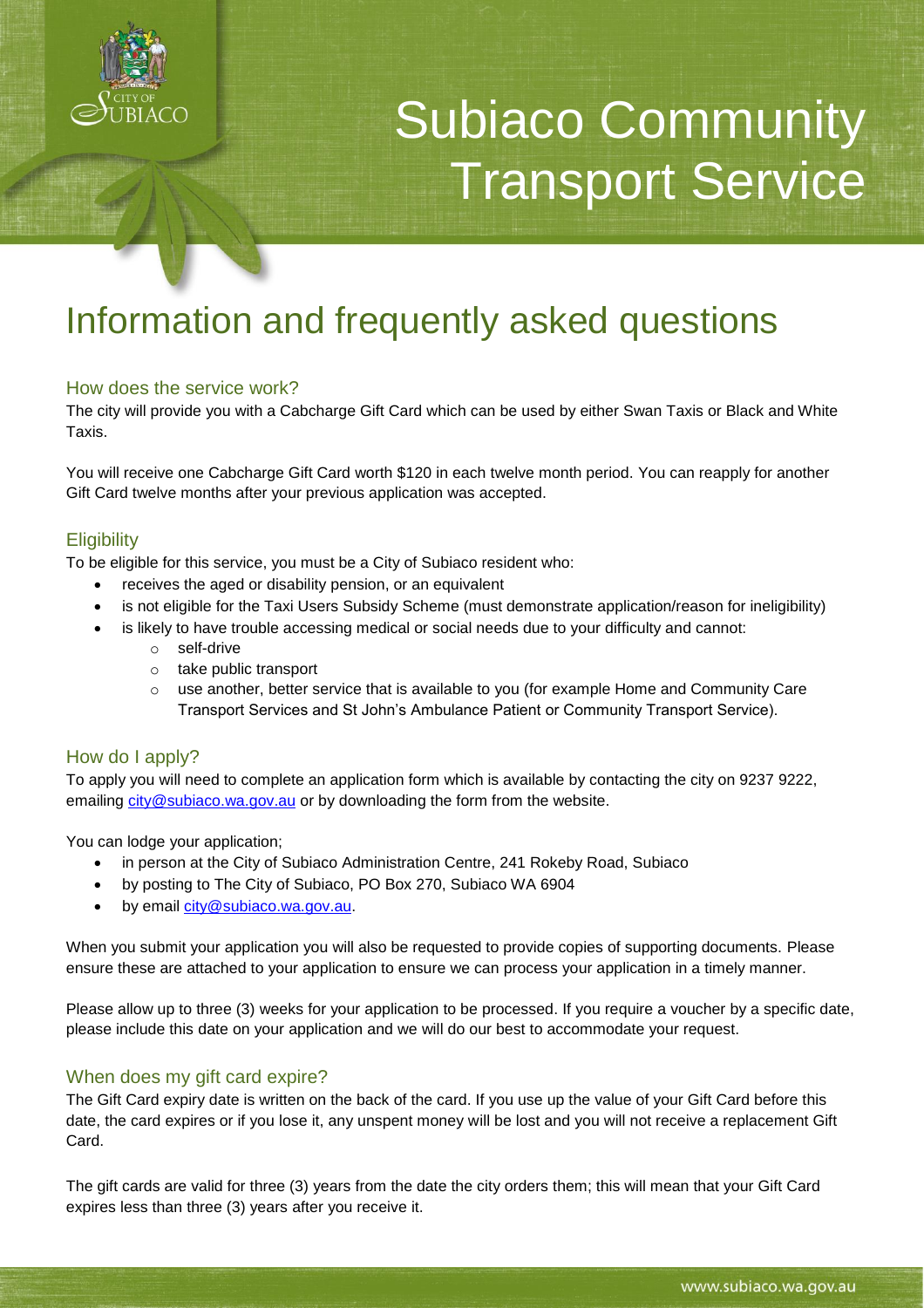# Subiaco Community Transport Service

## Information and frequently asked questions

### How does the service work?

The city will provide you with a Cabcharge Gift Card which can be used by either Swan Taxis or Black and White Taxis.

You will receive one Cabcharge Gift Card worth $120 in each twelve month period. You can reapply for another Gift Card twelve months after your previous application was accepted.

### Eligibility

To be eligible for this service, you must be a City of Subiaco resident who:

- receives the aged or disability pension, or an equivalent
- is not eligible for the Taxi Users Subsidy Scheme (must demonstrate application/reason for ineligibility)
- is likely to have trouble accessing medical or social needs due to your difficulty and cannot:
  - self-drive
  - take public transport
  - use another, better service that is available to you (for example Home and Community Care Transport Services and St John's Ambulance Patient or Community Transport Service).

### How do I apply?

To apply you will need to complete an application form which is available by contacting the city on 9237 9222, emailing city@subiaco.wa.gov.au or by downloading the form from the website.

You can lodge your application;

- in person at the City of Subiaco Administration Centre, 241 Rokeby Road, Subiaco
- by posting to The City of Subiaco, PO Box 270, Subiaco WA 6904
- by email city@subiaco.wa.gov.au.

When you submit your application you will also be requested to provide copies of supporting documents. Please ensure these are attached to your application to ensure we can process your application in a timely manner.

Please allow up to three (3) weeks for your application to be processed. If you require a voucher by a specific date, please include this date on your application and we will do our best to accommodate your request.

### When does my gift card expire?

The Gift Card expiry date is written on the back of the card. If you use up the value of your Gift Card before this date, the card expires or if you lose it, any unspent money will be lost and you will not receive a replacement Gift Card.

The gift cards are valid for three (3) years from the date the city orders them; this will mean that your Gift Card expires less than three (3) years after you receive it.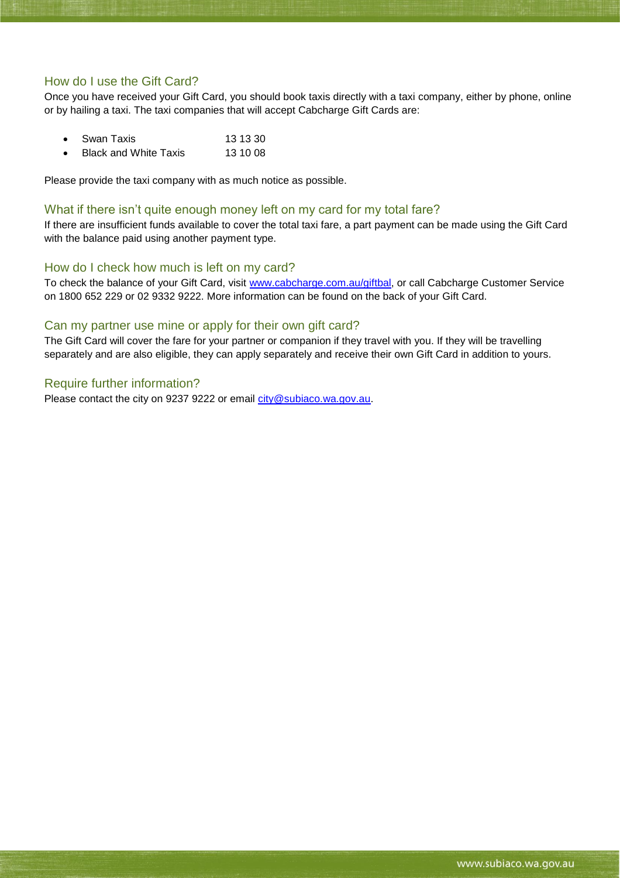## How do I use the Gift Card?

Once you have received your Gift Card, you should book taxis directly with a taxi company, either by phone, online or by hailing a taxi. The taxi companies that will accept Cabcharge Gift Cards are:

- Swan Taxis 13 13 30
- Black and White Taxis 13 10 08

Please provide the taxi company with as much notice as possible.

## What if there isn't quite enough money left on my card for my total fare?

If there are insufficient funds available to cover the total taxi fare, a part payment can be made using the Gift Card with the balance paid using another payment type.

## How do I check how much is left on my card?

To check the balance of your Gift Card, visit [www.cabcharge.com.au/giftbal](http://www.cabcharge.com.au/giftbal), or call Cabcharge Customer Service on 1800 652 229 or 02 9332 9222. More information can be found on the back of your Gift Card.

## Can my partner use mine or apply for their own gift card?

The Gift Card will cover the fare for your partner or companion if they travel with you. If they will be travelling separately and are also eligible, they can apply separately and receive their own Gift Card in addition to yours.

## Require further information?

Please contact the city on 9237 9222 or email [city@subiaco.wa.gov.au](mailto:city@subiaco.wa.gov.au).